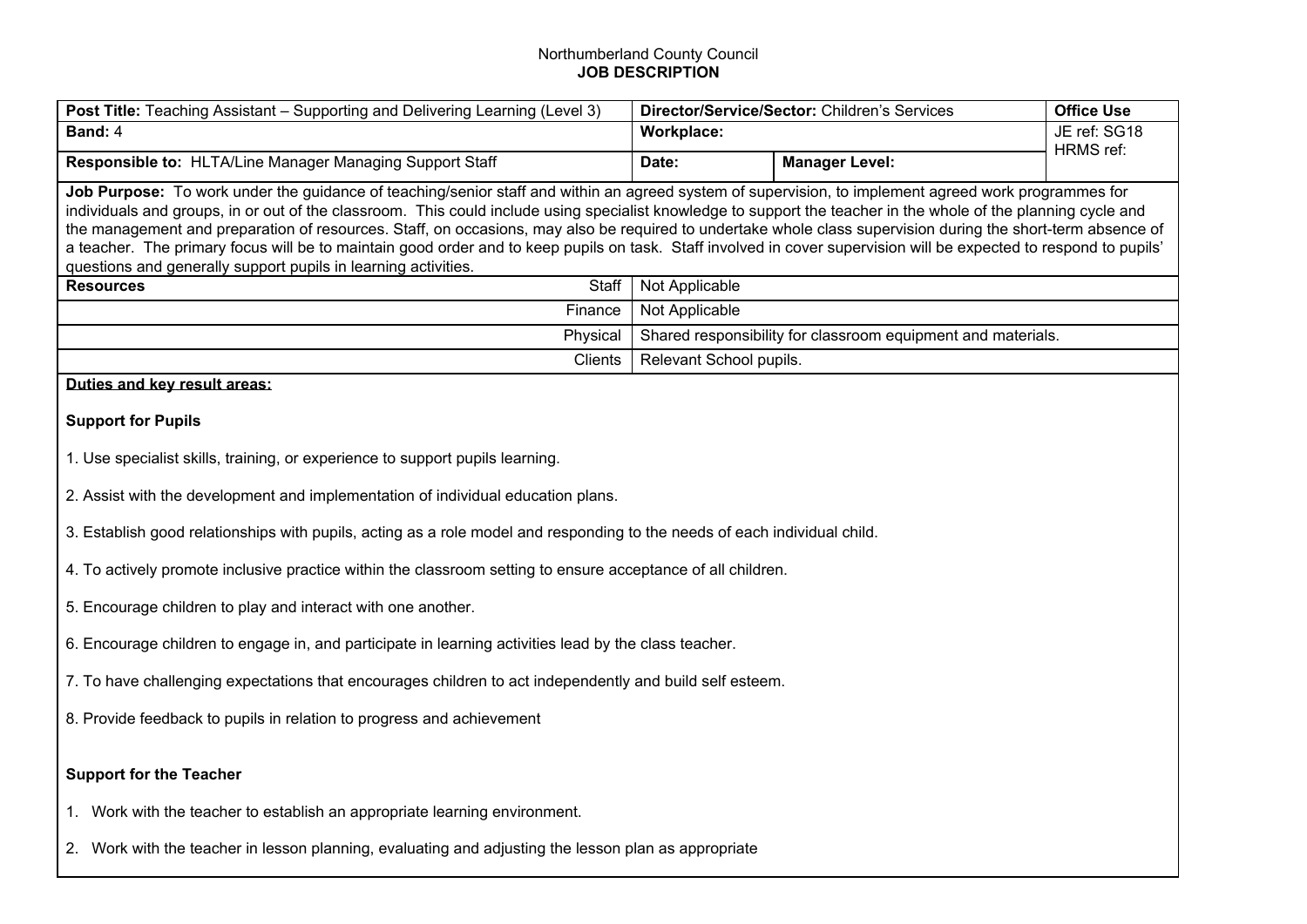Northumberland County Council
**JOB DESCRIPTION**

| **Post Title:** Teaching Assistant – Supporting and Delivering Learning (Level 3) | **Director/Service/Sector:** Children's Services | | **Office Use** |
|---|---|---|---|
| **Band:** 4 | **Workplace:** | | JE ref: SG18 HRMS ref: |
| **Responsible to:** HLTA/Line Manager Managing Support Staff | **Date:** | **Manager Level:** | |

**Job Purpose:** To work under the guidance of teaching/senior staff and within an agreed system of supervision, to implement agreed work programmes for individuals and groups, in or out of the classroom. This could include using specialist knowledge to support the teacher in the whole of the planning cycle and the management and preparation of resources. Staff, on occasions, may also be required to undertake whole class supervision during the short-term absence of a teacher. The primary focus will be to maintain good order and to keep pupils on task. Staff involved in cover supervision will be expected to respond to pupils' questions and generally support pupils in learning activities.

| **Resources** | | |
|---|---|---|
| | Staff | Not Applicable |
| | Finance | Not Applicable |
| | Physical | Shared responsibility for classroom equipment and materials. |
| | Clients | Relevant School pupils. |

**Duties and key result areas:**

**Support for Pupils**

1. Use specialist skills, training, or experience to support pupils learning.

2. Assist with the development and implementation of individual education plans.

3. Establish good relationships with pupils, acting as a role model and responding to the needs of each individual child.

4. To actively promote inclusive practice within the classroom setting to ensure acceptance of all children.

5. Encourage children to play and interact with one another.

6. Encourage children to engage in, and participate in learning activities lead by the class teacher.

7. To have challenging expectations that encourages children to act independently and build self esteem.

8. Provide feedback to pupils in relation to progress and achievement

**Support for the Teacher**

1. Work with the teacher to establish an appropriate learning environment.

2. Work with the teacher in lesson planning, evaluating and adjusting the lesson plan as appropriate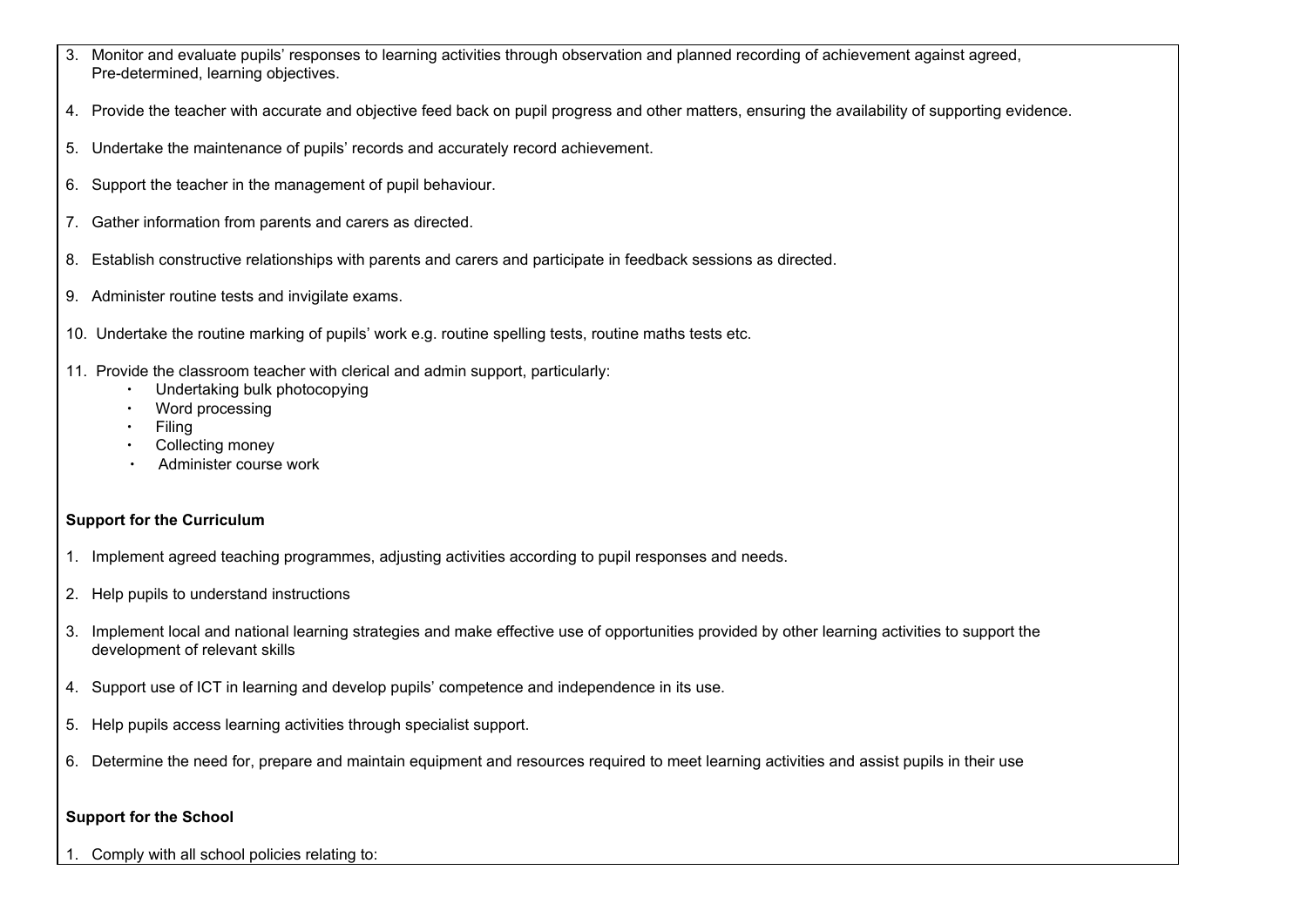3. Monitor and evaluate pupils' responses to learning activities through observation and planned recording of achievement against agreed, Pre-determined, learning objectives.

4. Provide the teacher with accurate and objective feed back on pupil progress and other matters, ensuring the availability of supporting evidence.

5. Undertake the maintenance of pupils' records and accurately record achievement.

6. Support the teacher in the management of pupil behaviour.

7. Gather information from parents and carers as directed.

8. Establish constructive relationships with parents and carers and participate in feedback sessions as directed.

9. Administer routine tests and invigilate exams.

10. Undertake the routine marking of pupils' work e.g. routine spelling tests, routine maths tests etc.

11. Provide the classroom teacher with clerical and admin support, particularly:
    - Undertaking bulk photocopying
    - Word processing
    - Filing
    - Collecting money
    - Administer course work

**Support for the Curriculum**

1. Implement agreed teaching programmes, adjusting activities according to pupil responses and needs.

2. Help pupils to understand instructions

3. Implement local and national learning strategies and make effective use of opportunities provided by other learning activities to support the development of relevant skills

4. Support use of ICT in learning and develop pupils' competence and independence in its use.

5. Help pupils access learning activities through specialist support.

6. Determine the need for, prepare and maintain equipment and resources required to meet learning activities and assist pupils in their use

**Support for the School**

1. Comply with all school policies relating to: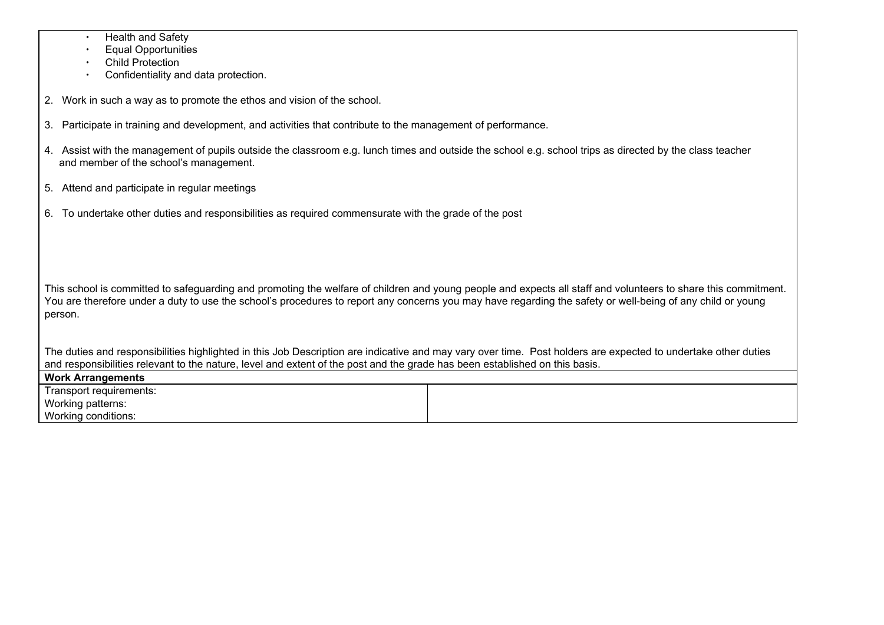- Health and Safety
- Equal Opportunities
- Child Protection
- Confidentiality and data protection.

2. Work in such a way as to promote the ethos and vision of the school.

3. Participate in training and development, and activities that contribute to the management of performance.

4. Assist with the management of pupils outside the classroom e.g. lunch times and outside the school e.g. school trips as directed by the class teacher and member of the school's management.

5. Attend and participate in regular meetings

6. To undertake other duties and responsibilities as required commensurate with the grade of the post

This school is committed to safeguarding and promoting the welfare of children and young people and expects all staff and volunteers to share this commitment. You are therefore under a duty to use the school's procedures to report any concerns you may have regarding the safety or well-being of any child or young person.

The duties and responsibilities highlighted in this Job Description are indicative and may vary over time. Post holders are expected to undertake other duties and responsibilities relevant to the nature, level and extent of the post and the grade has been established on this basis.

| **Work Arrangements** | |
|---|---|
| Transport requirements:<br>Working patterns:<br>Working conditions: | |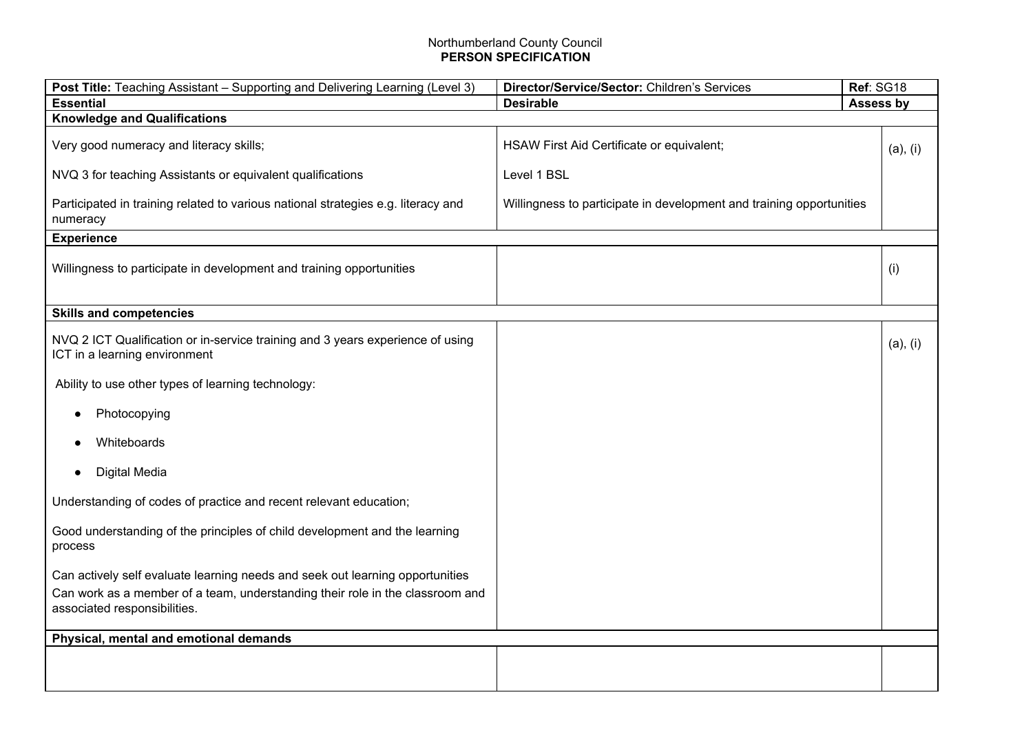Northumberland County Council
**PERSON SPECIFICATION**

| **Post Title:** Teaching Assistant – Supporting and Delivering Learning (Level 3) | **Director/Service/Sector:** Children's Services | **Ref**: SG18 |
|---|---|---|
| **Essential** | **Desirable** | **Assess by** |
| **Knowledge and Qualifications** | | |
| Very good numeracy and literacy skills;<br><br>NVQ 3 for teaching Assistants or equivalent qualifications<br><br>Participated in training related to various national strategies e.g. literacy and numeracy | HSAW First Aid Certificate or equivalent;<br><br>Level 1 BSL<br><br>Willingness to participate in development and training opportunities | (a), (i) |
| **Experience** | | |
| Willingness to participate in development and training opportunities | | (i) |
| **Skills and competencies** | | |
| NVQ 2 ICT Qualification or in-service training and 3 years experience of using ICT in a learning environment<br><br>Ability to use other types of learning technology:<br>• Photocopying<br>• Whiteboards<br>• Digital Media<br><br>Understanding of codes of practice and recent relevant education;<br><br>Good understanding of the principles of child development and the learning process<br><br>Can actively self evaluate learning needs and seek out learning opportunities<br>Can work as a member of a team, understanding their role in the classroom and associated responsibilities. | | (a), (i) |
| **Physical, mental and emotional demands** | | |
| | | |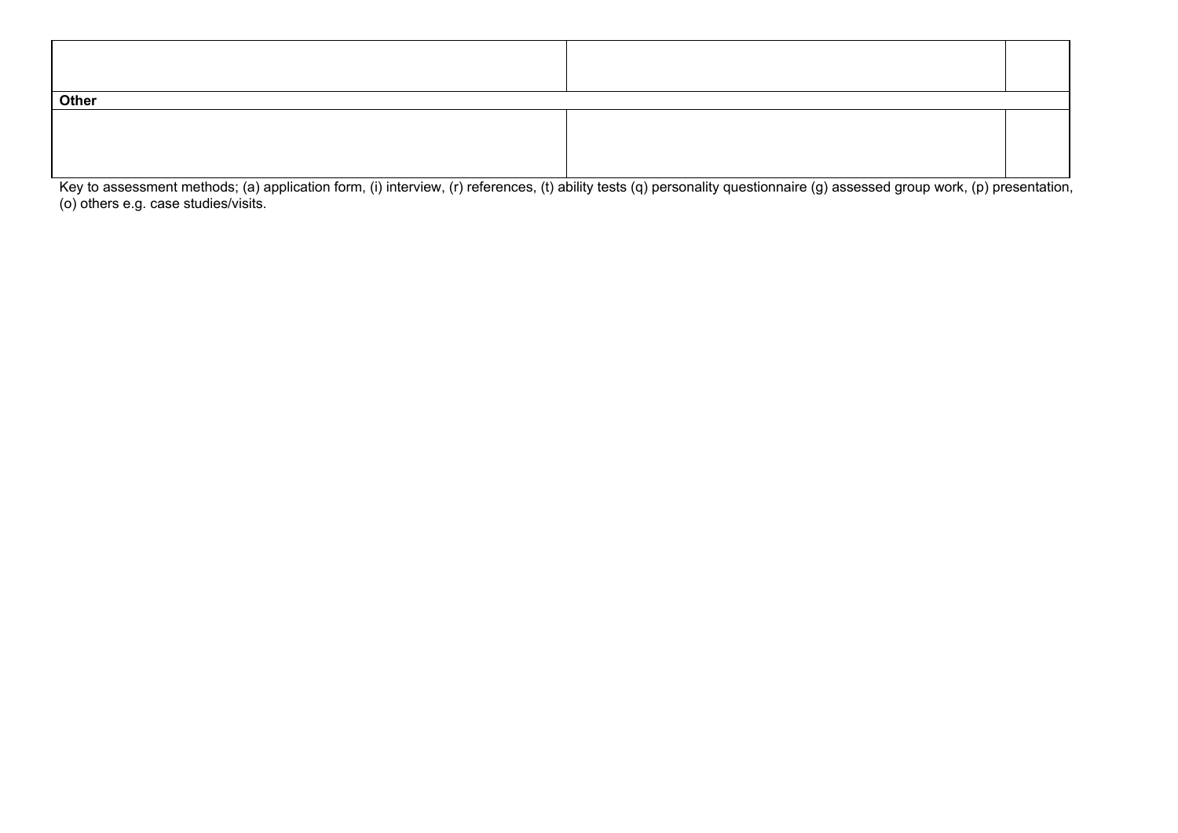| | | |
|---|---|---|
| | | |
| **Other** | | |
| | | |

Key to assessment methods; (a) application form, (i) interview, (r) references, (t) ability tests (q) personality questionnaire (g) assessed group work, (p) presentation, (o) others e.g. case studies/visits.